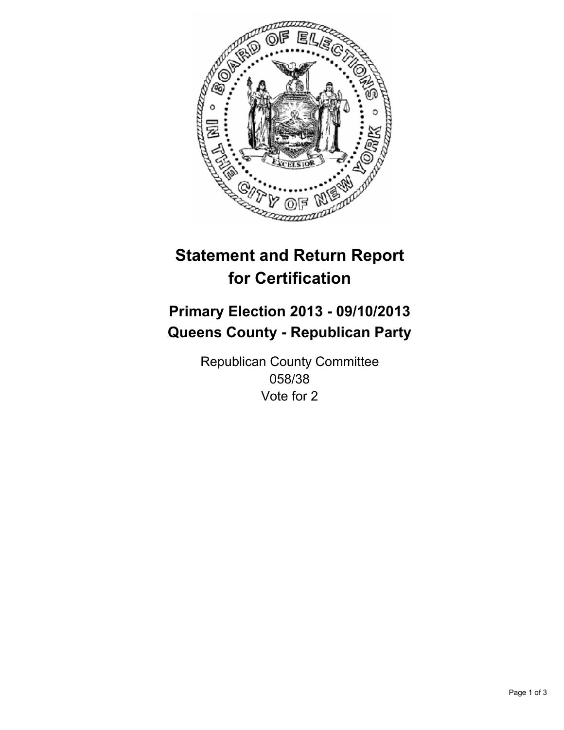# Statement and Return Report for Certification

## Primary Election 2013 - 09/10/2013
## Queens County - Republican Party

Republican County Committee
058/38
Vote for 2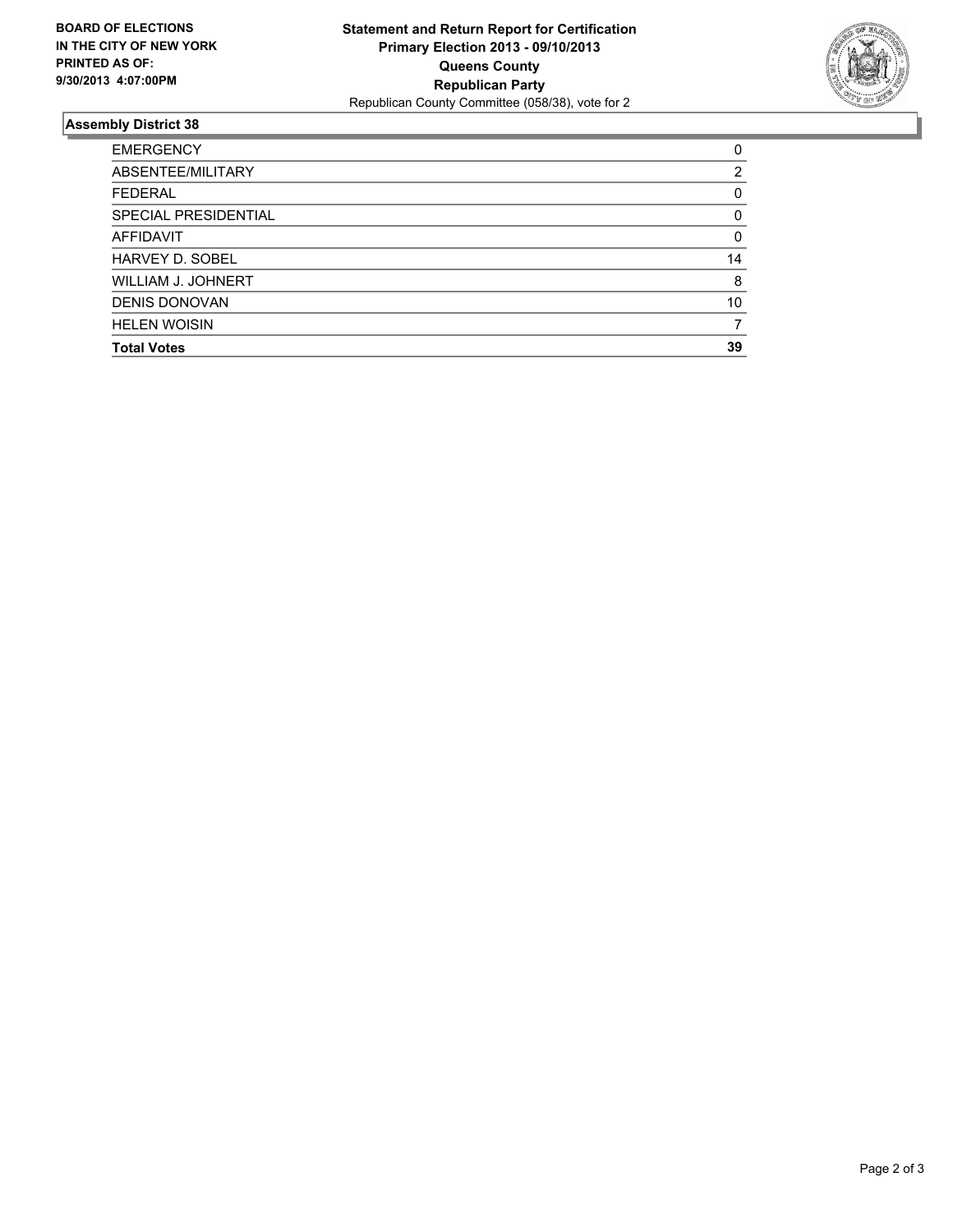**BOARD OF ELECTIONS IN THE CITY OF NEW YORK PRINTED AS OF: 9/30/2013 4:07:00PM**

**Statement and Return Report for Certification**
**Primary Election 2013 - 09/10/2013**
**Queens County**
**Republican Party**
Republican County Committee (058/38), vote for 2

## Assembly District 38

| | |
|---|---|
| EMERGENCY | 0 |
| ABSENTEE/MILITARY | 2 |
| FEDERAL | 0 |
| SPECIAL PRESIDENTIAL | 0 |
| AFFIDAVIT | 0 |
| HARVEY D. SOBEL | 14 |
| WILLIAM J. JOHNERT | 8 |
| DENIS DONOVAN | 10 |
| HELEN WOISIN | 7 |
| **Total Votes** | **39** |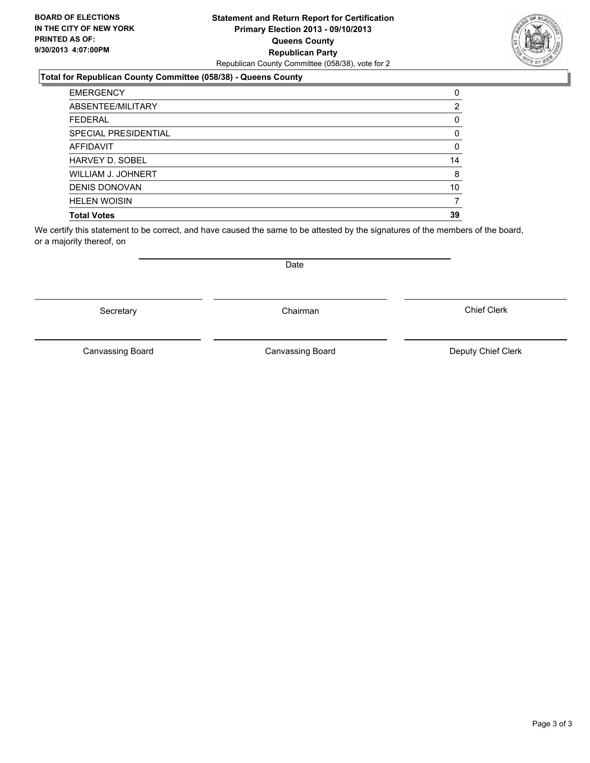**BOARD OF ELECTIONS IN THE CITY OF NEW YORK PRINTED AS OF: 9/30/2013 4:07:00PM**

**Statement and Return Report for Certification**
**Primary Election 2013 - 09/10/2013**
**Queens County**
**Republican Party**
Republican County Committee (058/38), vote for 2

**Total for Republican County Committee (058/38) - Queens County**

| | |
|---|---|
| EMERGENCY | 0 |
| ABSENTEE/MILITARY | 2 |
| FEDERAL | 0 |
| SPECIAL PRESIDENTIAL | 0 |
| AFFIDAVIT | 0 |
| HARVEY D. SOBEL | 14 |
| WILLIAM J. JOHNERT | 8 |
| DENIS DONOVAN | 10 |
| HELEN WOISIN | 7 |
| **Total Votes** | **39** |

We certify this statement to be correct, and have caused the same to be attested by the signatures of the members of the board, or a majority thereof, on

Date

Secretary

Chairman

Chief Clerk

Canvassing Board

Canvassing Board

Deputy Chief Clerk